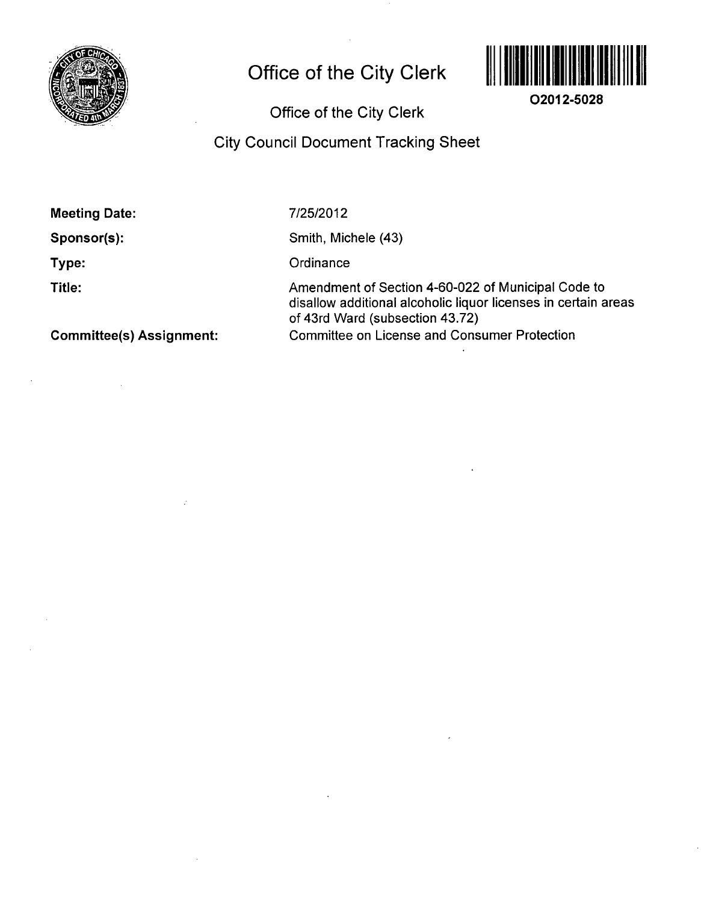# Office of the City Clerk

O2012-5028

## Office of the City Clerk

## City Council Document Tracking Sheet

**Meeting Date:** 7/25/2012

**Sponsor(s):** Smith, Michele (43)

**Type:** Ordinance

**Title:** Amendment of Section 4-60-022 of Municipal Code to disallow additional alcoholic liquor licenses in certain areas of 43rd Ward (subsection 43.72)

**Committee(s) Assignment:** Committee on License and Consumer Protection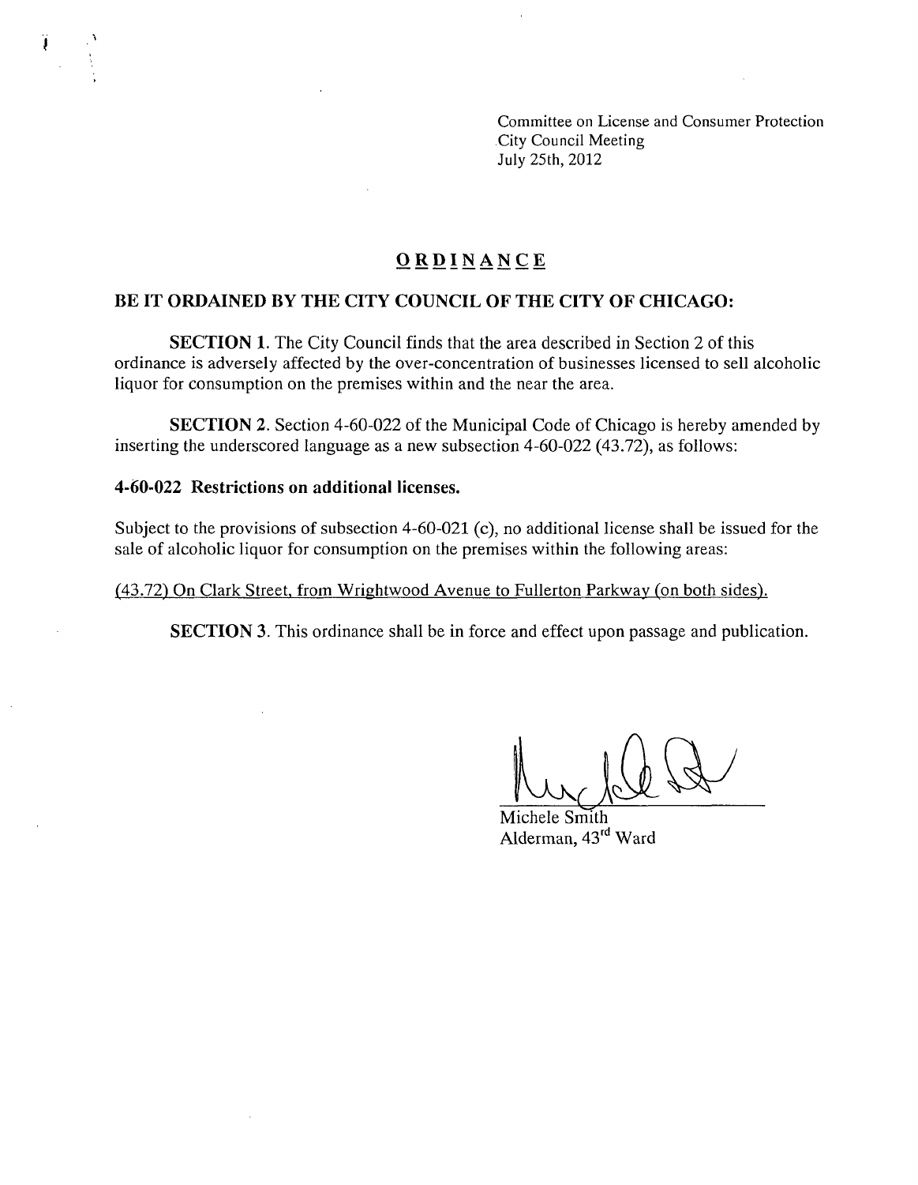Committee on License and Consumer Protection
City Council Meeting
July 25th, 2012

# ORDINANCE

**BE IT ORDAINED BY THE CITY COUNCIL OF THE CITY OF CHICAGO:**

**SECTION 1.** The City Council finds that the area described in Section 2 of this ordinance is adversely affected by the over-concentration of businesses licensed to sell alcoholic liquor for consumption on the premises within and the near the area.

**SECTION 2.** Section 4-60-022 of the Municipal Code of Chicago is hereby amended by inserting the underscored language as a new subsection 4-60-022 (43.72), as follows:

**4-60-022 Restrictions on additional licenses.**

Subject to the provisions of subsection 4-60-021 (c), no additional license shall be issued for the sale of alcoholic liquor for consumption on the premises within the following areas:

<u>(43.72) On Clark Street, from Wrightwood Avenue to Fullerton Parkway (on both sides).</u>

**SECTION 3.** This ordinance shall be in force and effect upon passage and publication.

Michele Smith
Alderman, 43rd Ward